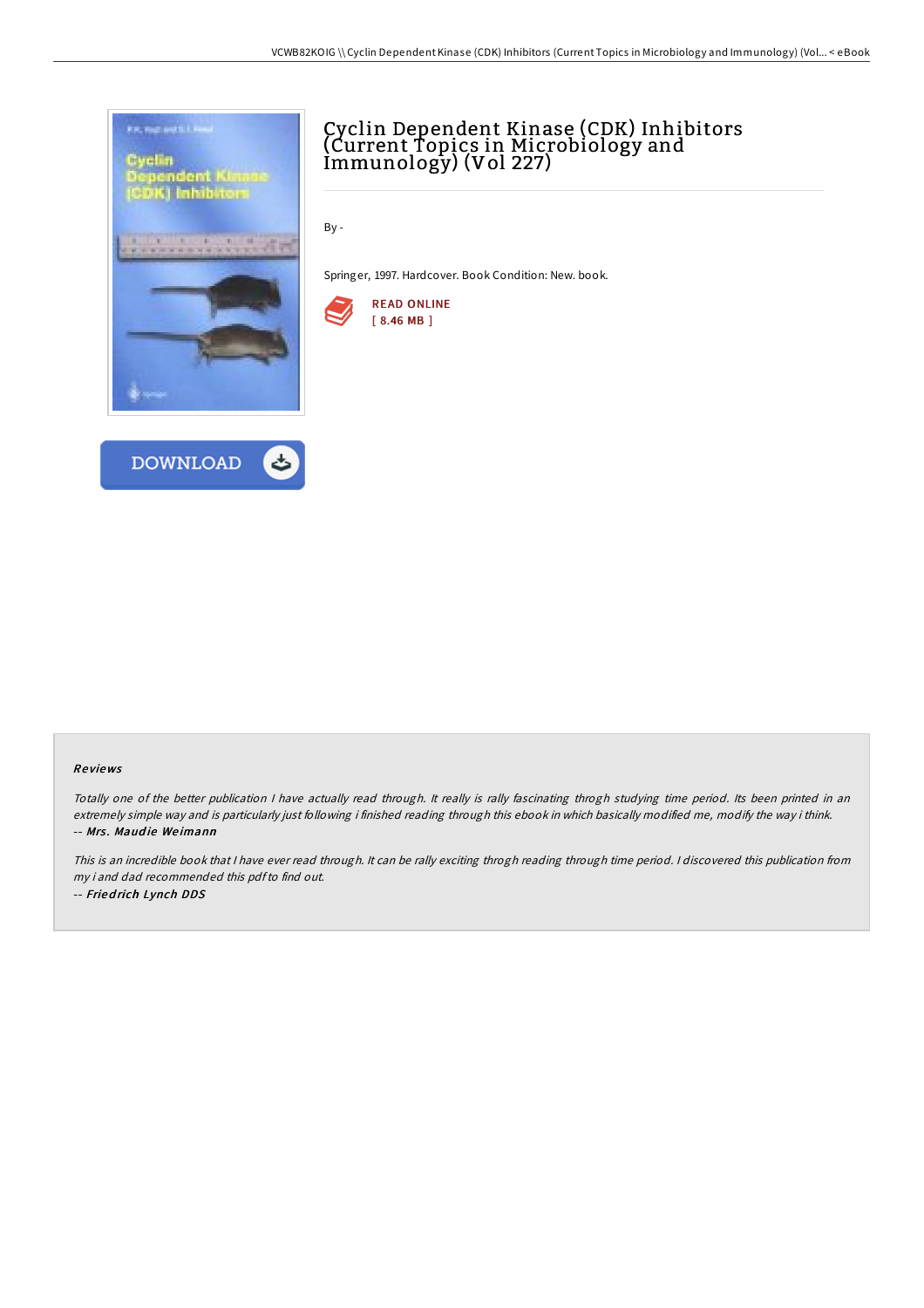# Cyclin Dependent Kinase (CDK) Inhibitors (Current Topics in Microbiology and Immunology) (Vol 227)

By -

Springer, 1997. Hardcover. Book Condition: New. book.

READ ONLINE
[ 8.46 MB ]

DOWNLOAD

### Reviews

*Totally one of the better publication I have actually read through. It really is rally fascinating throgh studying time period. Its been printed in an extremely simple way and is particularly just following i finished reading through this ebook in which basically modified me, modify the way i think.*
-- ***Mrs. Maudie Weimann***

*This is an incredible book that I have ever read through. It can be rally exciting throgh reading through time period. I discovered this publication from my i and dad recommended this pdf to find out.*
-- ***Friedrich Lynch DDS***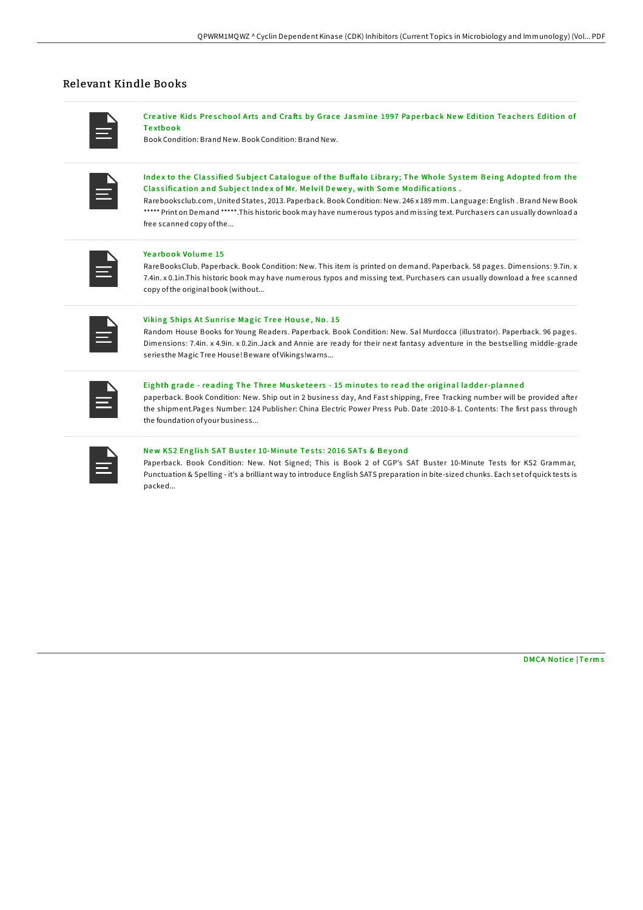## Relevant Kindle Books

### Creative Kids Preschool Arts and Crafts by Grace Jasmine 1997 Paperback New Edition Teachers Edition of Textbook

Book Condition: Brand New. Book Condition: Brand New.

### Index to the Classified Subject Catalogue of the Buffalo Library; The Whole System Being Adopted from the Classification and Subject Index of Mr. Melvil Dewey, with Some Modifications .

Rarebooksclub.com, United States, 2013. Paperback. Book Condition: New. 246 x 189 mm. Language: English . Brand New Book ***** Print on Demand *****.This historic book may have numerous typos and missing text. Purchasers can usually download a free scanned copy of the...

### Yearbook Volume 15

RareBooksClub. Paperback. Book Condition: New. This item is printed on demand. Paperback. 58 pages. Dimensions: 9.7in. x 7.4in. x 0.1in.This historic book may have numerous typos and missing text. Purchasers can usually download a free scanned copy of the original book (without...

### Viking Ships At Sunrise Magic Tree House, No. 15

Random House Books for Young Readers. Paperback. Book Condition: New. Sal Murdocca (illustrator). Paperback. 96 pages. Dimensions: 7.4in. x 4.9in. x 0.2in.Jack and Annie are ready for their next fantasy adventure in the bestselling middle-grade seriesthe Magic Tree House! Beware of Vikings!warns...

### Eighth grade - reading The Three Musketeers - 15 minutes to read the original ladder-planned

paperback. Book Condition: New. Ship out in 2 business day, And Fast shipping, Free Tracking number will be provided after the shipment.Pages Number: 124 Publisher: China Electric Power Press Pub. Date :2010-8-1. Contents: The first pass through the foundation of your business...

### New KS2 English SAT Buster 10-Minute Tests: 2016 SATs & Beyond

Paperback. Book Condition: New. Not Signed; This is Book 2 of CGP's SAT Buster 10-Minute Tests for KS2 Grammar, Punctuation & Spelling - it's a brilliant way to introduce English SATS preparation in bite-sized chunks. Each set of quick tests is packed...

DMCA Notice | Terms